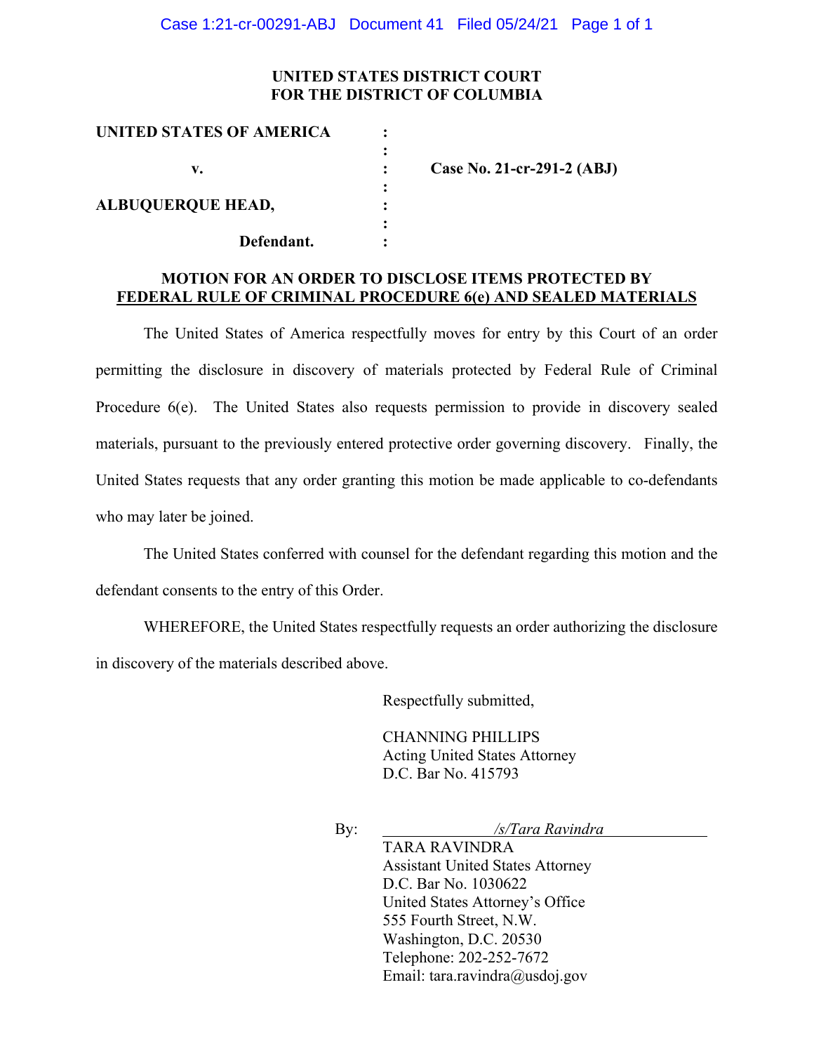**UNITED STATES DISTRICT COURT**
**FOR THE DISTRICT OF COLUMBIA**

| | | |
|---|---|---|
| **UNITED STATES OF AMERICA** | : | |
| | : | |
| **v.** | : | **Case No. 21-cr-291-2 (ABJ)** |
| | : | |
| **ALBUQUERQUE HEAD,** | : | |
| | : | |
| **Defendant.** | : | |

**MOTION FOR AN ORDER TO DISCLOSE ITEMS PROTECTED BY**
**FEDERAL RULE OF CRIMINAL PROCEDURE 6(e) AND SEALED MATERIALS**

The United States of America respectfully moves for entry by this Court of an order permitting the disclosure in discovery of materials protected by Federal Rule of Criminal Procedure 6(e). The United States also requests permission to provide in discovery sealed materials, pursuant to the previously entered protective order governing discovery. Finally, the United States requests that any order granting this motion be made applicable to co-defendants who may later be joined.

The United States conferred with counsel for the defendant regarding this motion and the defendant consents to the entry of this Order.

WHEREFORE, the United States respectfully requests an order authorizing the disclosure in discovery of the materials described above.

Respectfully submitted,

CHANNING PHILLIPS
Acting United States Attorney
D.C. Bar No. 415793

By: *_/s/Tara Ravindra_*
TARA RAVINDRA
Assistant United States Attorney
D.C. Bar No. 1030622
United States Attorney's Office
555 Fourth Street, N.W.
Washington, D.C. 20530
Telephone: 202-252-7672
Email: tara.ravindra@usdoj.gov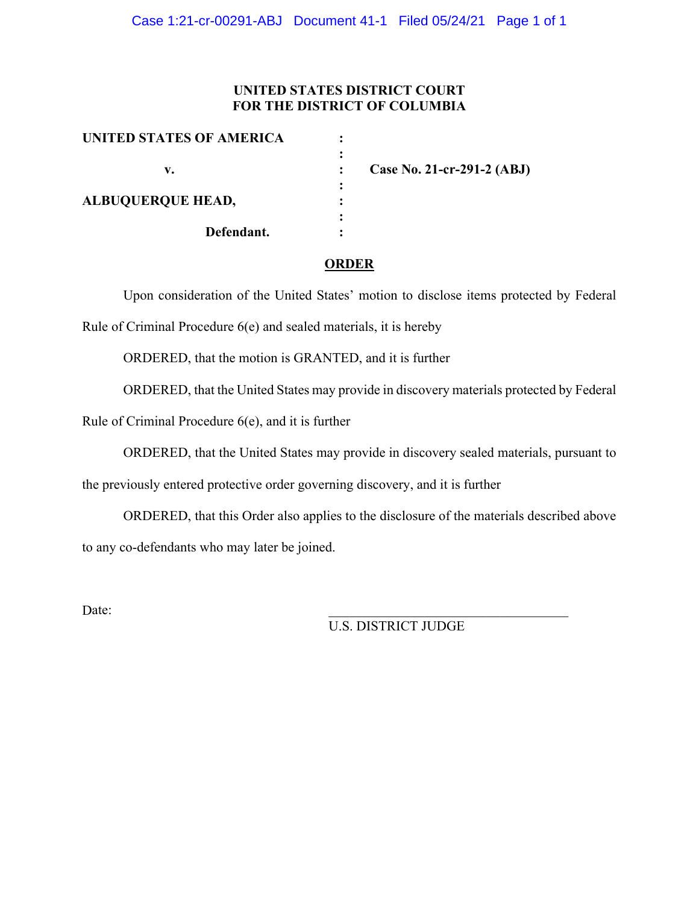**UNITED STATES DISTRICT COURT**
**FOR THE DISTRICT OF COLUMBIA**

| | | |
|---|---|---|
| **UNITED STATES OF AMERICA** | : | |
| | : | |
| **v.** | : | **Case No. 21-cr-291-2 (ABJ)** |
| | : | |
| **ALBUQUERQUE HEAD,** | : | |
| | : | |
| **Defendant.** | : | |

## ORDER

Upon consideration of the United States' motion to disclose items protected by Federal Rule of Criminal Procedure 6(e) and sealed materials, it is hereby

ORDERED, that the motion is GRANTED, and it is further

ORDERED, that the United States may provide in discovery materials protected by Federal Rule of Criminal Procedure 6(e), and it is further

ORDERED, that the United States may provide in discovery sealed materials, pursuant to the previously entered protective order governing discovery, and it is further

ORDERED, that this Order also applies to the disclosure of the materials described above to any co-defendants who may later be joined.

Date: \_\_\_\_\_\_\_\_\_\_\_\_\_\_\_\_\_\_\_\_\_\_\_\_\_\_\_\_\_\_\_\_\_\_

U.S. DISTRICT JUDGE